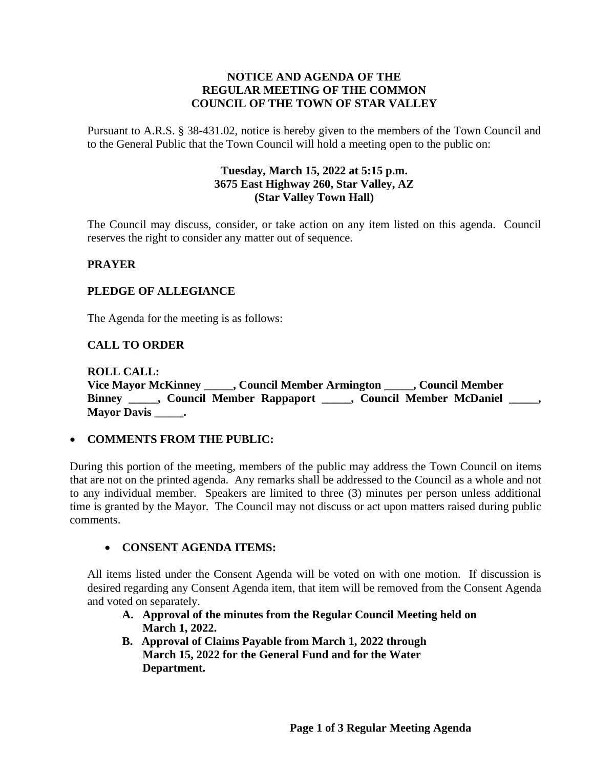# NOTICE AND AGENDA OF THE REGULAR MEETING OF THE COMMON COUNCIL OF THE TOWN OF STAR VALLEY

Pursuant to A.R.S. § 38-431.02, notice is hereby given to the members of the Town Council and to the General Public that the Town Council will hold a meeting open to the public on:

**Tuesday, March 15, 2022 at 5:15 p.m.**
**3675 East Highway 260, Star Valley, AZ**
**(Star Valley Town Hall)**

The Council may discuss, consider, or take action on any item listed on this agenda. Council reserves the right to consider any matter out of sequence.

**PRAYER**

**PLEDGE OF ALLEGIANCE**

The Agenda for the meeting is as follows:

**CALL TO ORDER**

**ROLL CALL:**
**Vice Mayor McKinney _____, Council Member Armington _____, Council Member Binney _____, Council Member Rappaport _____, Council Member McDaniel _____, Mayor Davis _____.**

- **COMMENTS FROM THE PUBLIC:**

During this portion of the meeting, members of the public may address the Town Council on items that are not on the printed agenda. Any remarks shall be addressed to the Council as a whole and not to any individual member. Speakers are limited to three (3) minutes per person unless additional time is granted by the Mayor. The Council may not discuss or act upon matters raised during public comments.

- **CONSENT AGENDA ITEMS:**

All items listed under the Consent Agenda will be voted on with one motion. If discussion is desired regarding any Consent Agenda item, that item will be removed from the Consent Agenda and voted on separately.

**A. Approval of the minutes from the Regular Council Meeting held on March 1, 2022.**

**B. Approval of Claims Payable from March 1, 2022 through March 15, 2022 for the General Fund and for the Water Department.**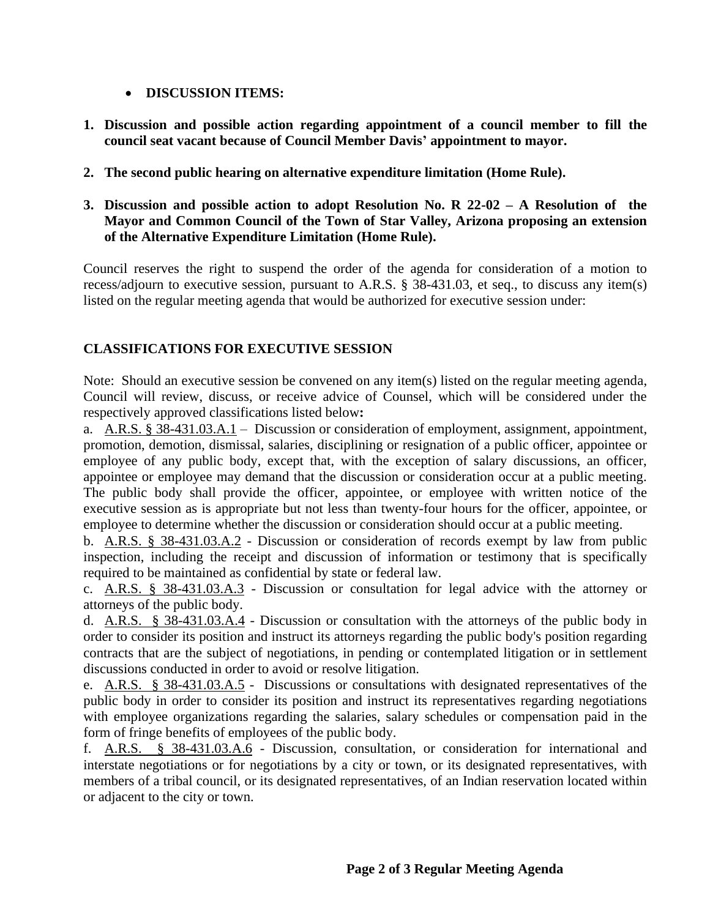- **DISCUSSION ITEMS:**

1. **Discussion and possible action regarding appointment of a council member to fill the council seat vacant because of Council Member Davis' appointment to mayor.**

2. **The second public hearing on alternative expenditure limitation (Home Rule).**

3. **Discussion and possible action to adopt Resolution No. R 22-02 – A Resolution of the Mayor and Common Council of the Town of Star Valley, Arizona proposing an extension of the Alternative Expenditure Limitation (Home Rule).**

Council reserves the right to suspend the order of the agenda for consideration of a motion to recess/adjourn to executive session, pursuant to A.R.S. § 38-431.03, et seq., to discuss any item(s) listed on the regular meeting agenda that would be authorized for executive session under:

## CLASSIFICATIONS FOR EXECUTIVE SESSION

Note: Should an executive session be convened on any item(s) listed on the regular meeting agenda, Council will review, discuss, or receive advice of Counsel, which will be considered under the respectively approved classifications listed below**:**

a. A.R.S. § 38-431.03.A.1 – Discussion or consideration of employment, assignment, appointment, promotion, demotion, dismissal, salaries, disciplining or resignation of a public officer, appointee or employee of any public body, except that, with the exception of salary discussions, an officer, appointee or employee may demand that the discussion or consideration occur at a public meeting. The public body shall provide the officer, appointee, or employee with written notice of the executive session as is appropriate but not less than twenty-four hours for the officer, appointee, or employee to determine whether the discussion or consideration should occur at a public meeting.

b. A.R.S. § 38-431.03.A.2 - Discussion or consideration of records exempt by law from public inspection, including the receipt and discussion of information or testimony that is specifically required to be maintained as confidential by state or federal law.

c. A.R.S. § 38-431.03.A.3 - Discussion or consultation for legal advice with the attorney or attorneys of the public body.

d. A.R.S. § 38-431.03.A.4 - Discussion or consultation with the attorneys of the public body in order to consider its position and instruct its attorneys regarding the public body's position regarding contracts that are the subject of negotiations, in pending or contemplated litigation or in settlement discussions conducted in order to avoid or resolve litigation.

e. A.R.S. § 38-431.03.A.5 - Discussions or consultations with designated representatives of the public body in order to consider its position and instruct its representatives regarding negotiations with employee organizations regarding the salaries, salary schedules or compensation paid in the form of fringe benefits of employees of the public body.

f. A.R.S. § 38-431.03.A.6 - Discussion, consultation, or consideration for international and interstate negotiations or for negotiations by a city or town, or its designated representatives, with members of a tribal council, or its designated representatives, of an Indian reservation located within or adjacent to the city or town.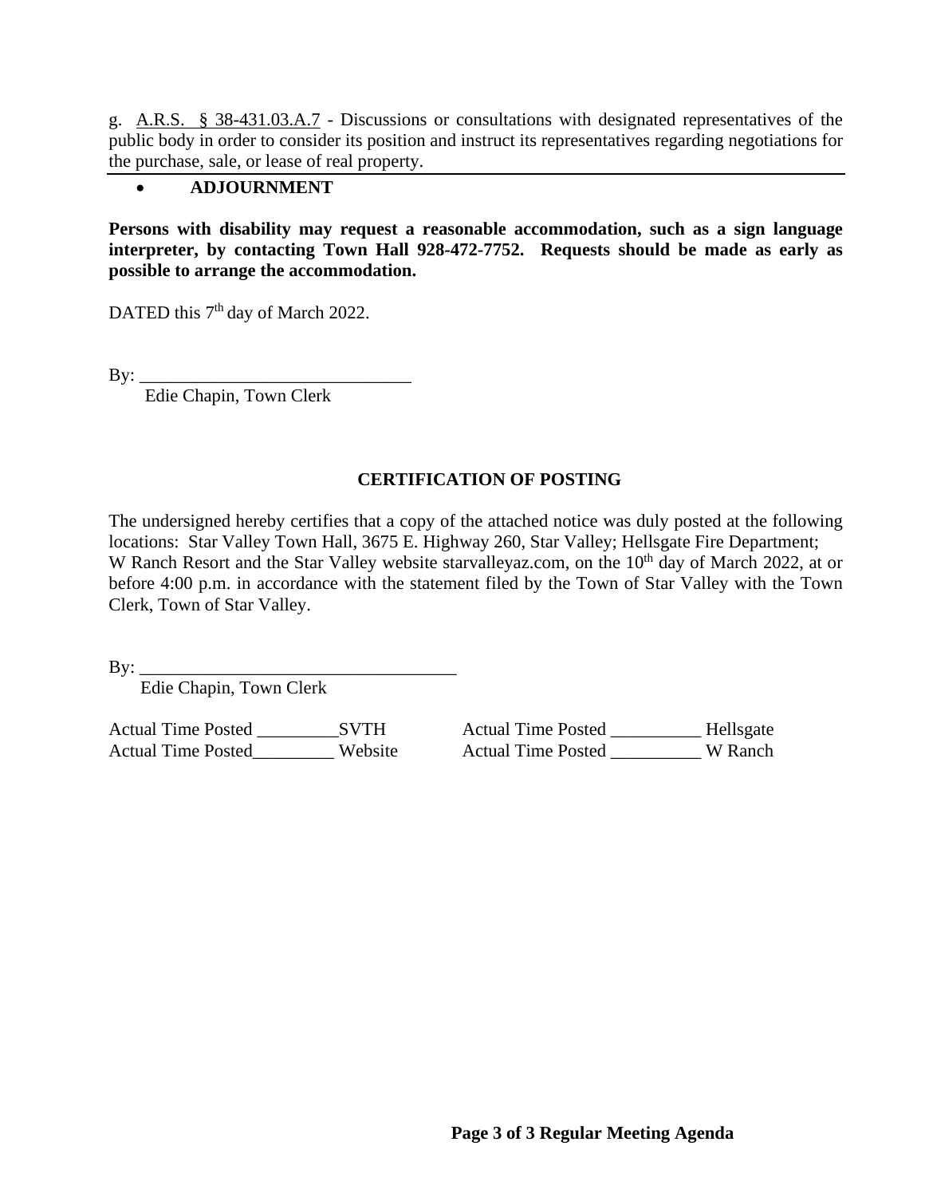g. A.R.S. § 38-431.03.A.7 - Discussions or consultations with designated representatives of the public body in order to consider its position and instruct its representatives regarding negotiations for the purchase, sale, or lease of real property.

- **ADJOURNMENT**

**Persons with disability may request a reasonable accommodation, such as a sign language interpreter, by contacting Town Hall 928-472-7752. Requests should be made as early as possible to arrange the accommodation.**

DATED this 7th day of March 2022.

By: ______________________________
Edie Chapin, Town Clerk

**CERTIFICATION OF POSTING**

The undersigned hereby certifies that a copy of the attached notice was duly posted at the following locations: Star Valley Town Hall, 3675 E. Highway 260, Star Valley; Hellsgate Fire Department; W Ranch Resort and the Star Valley website starvalleyaz.com, on the 10th day of March 2022, at or before 4:00 p.m. in accordance with the statement filed by the Town of Star Valley with the Town Clerk, Town of Star Valley.

By: ___________________________________
Edie Chapin, Town Clerk

Actual Time Posted _________SVTH

Actual Time Posted__________ Website

Actual Time Posted __________ Hellsgate

Actual Time Posted __________ W Ranch